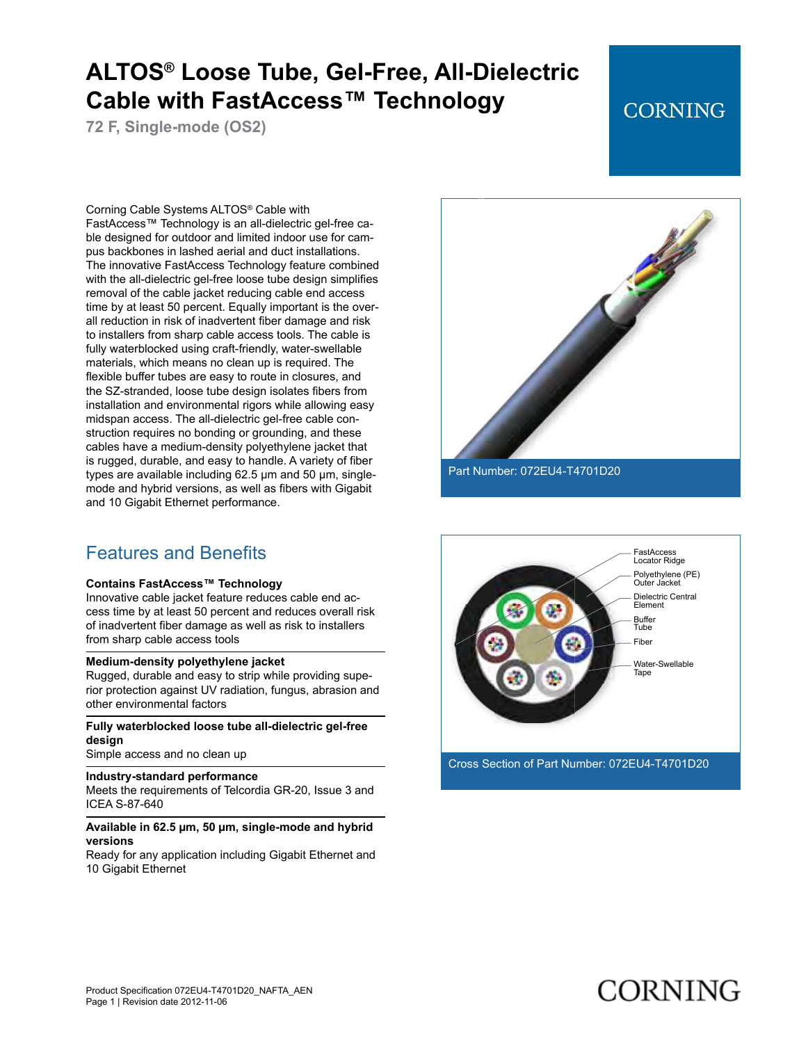# ALTOS® Loose Tube, Gel-Free, All-Dielectric Cable with FastAccess™ Technology

**72 F, Single-mode (OS2)**

CORNING

Corning Cable Systems ALTOS® Cable with FastAccess™ Technology is an all-dielectric gel-free cable designed for outdoor and limited indoor use for campus backbones in lashed aerial and duct installations. The innovative FastAccess Technology feature combined with the all-dielectric gel-free loose tube design simplifies removal of the cable jacket reducing cable end access time by at least 50 percent. Equally important is the overall reduction in risk of inadvertent fiber damage and risk to installers from sharp cable access tools. The cable is fully waterblocked using craft-friendly, water-swellable materials, which means no clean up is required. The flexible buffer tubes are easy to route in closures, and the SZ-stranded, loose tube design isolates fibers from installation and environmental rigors while allowing easy midspan access. The all-dielectric gel-free cable construction requires no bonding or grounding, and these cables have a medium-density polyethylene jacket that is rugged, durable, and easy to handle. A variety of fiber types are available including 62.5 µm and 50 µm, single-mode and hybrid versions, as well as fibers with Gigabit and 10 Gigabit Ethernet performance.

Part Number: 072EU4-T4701D20

FastAccess Locator Ridge
Polyethylene (PE) Outer Jacket
Dielectric Central Element
Buffer Tube
Fiber
Water-Swellable Tape

Cross Section of Part Number: 072EU4-T4701D20

## Features and Benefits

**Contains FastAccess™ Technology**
Innovative cable jacket feature reduces cable end access time by at least 50 percent and reduces overall risk of inadvertent fiber damage as well as risk to installers from sharp cable access tools

**Medium-density polyethylene jacket**
Rugged, durable and easy to strip while providing superior protection against UV radiation, fungus, abrasion and other environmental factors

**Fully waterblocked loose tube all-dielectric gel-free design**
Simple access and no clean up

**Industry-standard performance**
Meets the requirements of Telcordia GR-20, Issue 3 and ICEA S-87-640

**Available in 62.5 µm, 50 µm, single-mode and hybrid versions**
Ready for any application including Gigabit Ethernet and 10 Gigabit Ethernet

Product Specification 072EU4-T4701D20_NAFTA_AEN
Page 1 | Revision date 2012-11-06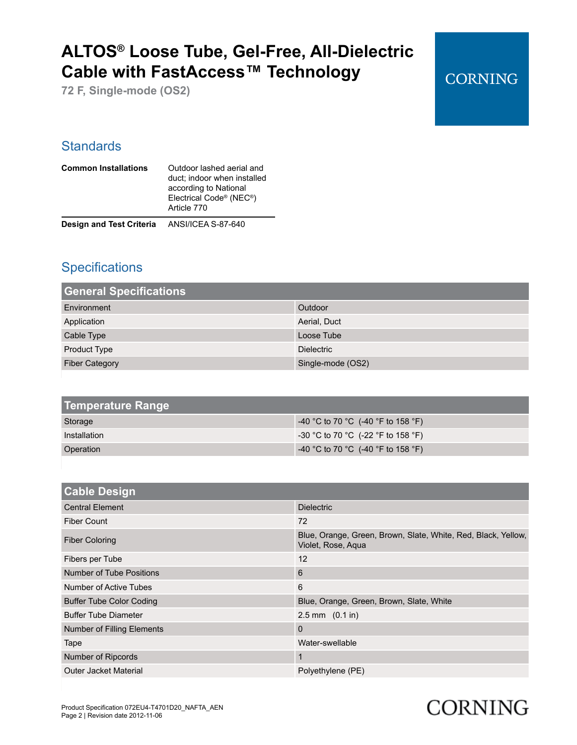# ALTOS® Loose Tube, Gel-Free, All-Dielectric Cable with FastAccess™ Technology

**72 F, Single-mode (OS2)**

## Standards

| | |
|---|---|
| **Common Installations** | Outdoor lashed aerial and duct; indoor when installed according to National Electrical Code® (NEC®) Article 770 |
| **Design and Test Criteria** | ANSI/ICEA S-87-640 |

## Specifications

| General Specifications | |
|---|---|
| Environment | Outdoor |
| Application | Aerial, Duct |
| Cable Type | Loose Tube |
| Product Type | Dielectric |
| Fiber Category | Single-mode (OS2) |

| Temperature Range | |
|---|---|
| Storage | -40 °C to 70 °C (-40 °F to 158 °F) |
| Installation | -30 °C to 70 °C (-22 °F to 158 °F) |
| Operation | -40 °C to 70 °C (-40 °F to 158 °F) |

| Cable Design | |
|---|---|
| Central Element | Dielectric |
| Fiber Count | 72 |
| Fiber Coloring | Blue, Orange, Green, Brown, Slate, White, Red, Black, Yellow, Violet, Rose, Aqua |
| Fibers per Tube | 12 |
| Number of Tube Positions | 6 |
| Number of Active Tubes | 6 |
| Buffer Tube Color Coding | Blue, Orange, Green, Brown, Slate, White |
| Buffer Tube Diameter | 2.5 mm (0.1 in) |
| Number of Filling Elements | 0 |
| Tape | Water-swellable |
| Number of Ripcords | 1 |
| Outer Jacket Material | Polyethylene (PE) |

Product Specification 072EU4-T4701D20_NAFTA_AEN
Revision date 2012-11-06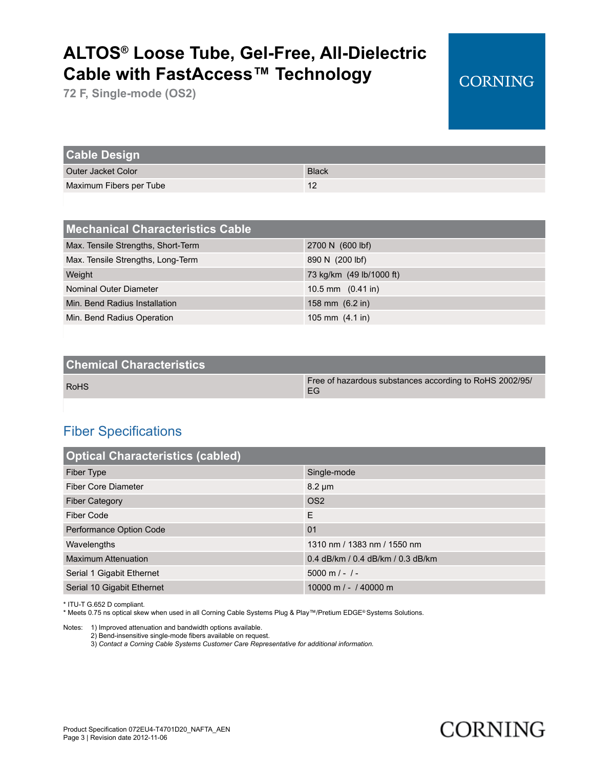# ALTOS® Loose Tube, Gel-Free, All-Dielectric Cable with FastAccess™ Technology

**72 F, Single-mode (OS2)**

| Cable Design | |
|---|---|
| Outer Jacket Color | Black |
| Maximum Fibers per Tube | 12 |

| Mechanical Characteristics Cable | |
|---|---|
| Max. Tensile Strengths, Short-Term | 2700 N (600 lbf) |
| Max. Tensile Strengths, Long-Term | 890 N (200 lbf) |
| Weight | 73 kg/km (49 lb/1000 ft) |
| Nominal Outer Diameter | 10.5 mm (0.41 in) |
| Min. Bend Radius Installation | 158 mm (6.2 in) |
| Min. Bend Radius Operation | 105 mm (4.1 in) |

| Chemical Characteristics | |
|---|---|
| RoHS | Free of hazardous substances according to RoHS 2002/95/EG |

## Fiber Specifications

| Optical Characteristics (cabled) | |
|---|---|
| Fiber Type | Single-mode |
| Fiber Core Diameter | 8.2 µm |
| Fiber Category | OS2 |
| Fiber Code | E |
| Performance Option Code | 01 |
| Wavelengths | 1310 nm / 1383 nm / 1550 nm |
| Maximum Attenuation | 0.4 dB/km / 0.4 dB/km / 0.3 dB/km |
| Serial 1 Gigabit Ethernet | 5000 m / - / - |
| Serial 10 Gigabit Ethernet | 10000 m / - / 40000 m |

* ITU-T G.652 D compliant.
* Meets 0.75 ns optical skew when used in all Corning Cable Systems Plug & Play™/Pretium EDGE® Systems Solutions.

Notes: 1) Improved attenuation and bandwidth options available.
2) Bend-insensitive single-mode fibers available on request.
3) *Contact a Corning Cable Systems Customer Care Representative for additional information.*

Product Specification 072EU4-T4701D20_NAFTA_AEN
Revision date 2012-11-06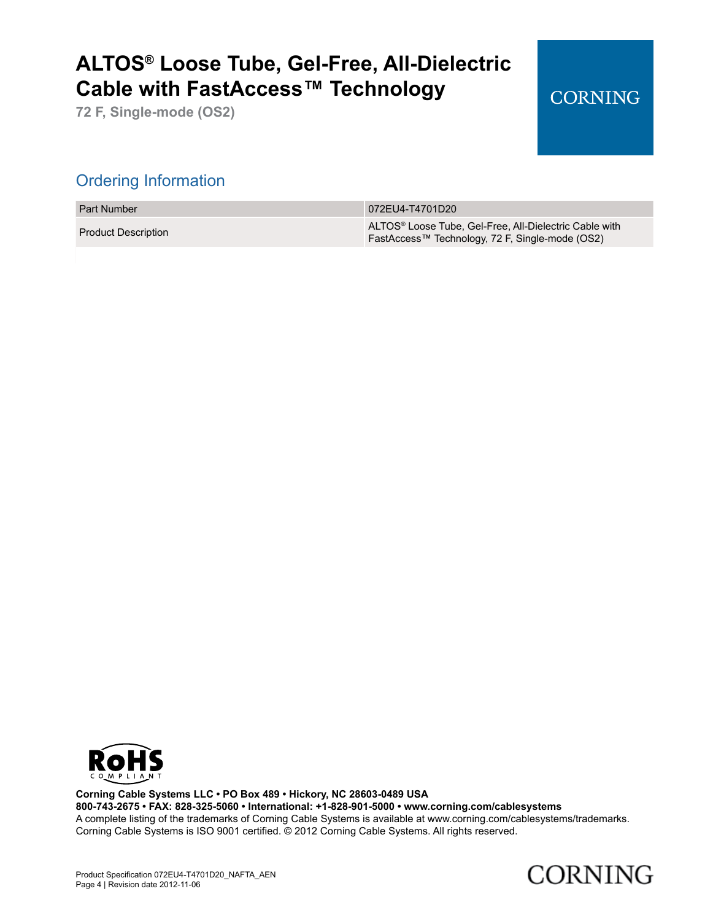# ALTOS® Loose Tube, Gel-Free, All-Dielectric Cable with FastAccess™ Technology

**72 F, Single-mode (OS2)**

## Ordering Information

| | |
|---|---|
| Part Number | 072EU4-T4701D20 |
| Product Description | ALTOS® Loose Tube, Gel-Free, All-Dielectric Cable with FastAccess™ Technology, 72 F, Single-mode (OS2) |

RoHS COMPLIANT

**Corning Cable Systems LLC • PO Box 489 • Hickory, NC 28603-0489 USA**
**800-743-2675 • FAX: 828-325-5060 • International: +1-828-901-5000 • www.corning.com/cablesystems**
A complete listing of the trademarks of Corning Cable Systems is available at www.corning.com/cablesystems/trademarks.
Corning Cable Systems is ISO 9001 certified. © 2012 Corning Cable Systems. All rights reserved.

Product Specification 072EU4-T4701D20_NAFTA_AEN
Revision date 2012-11-06